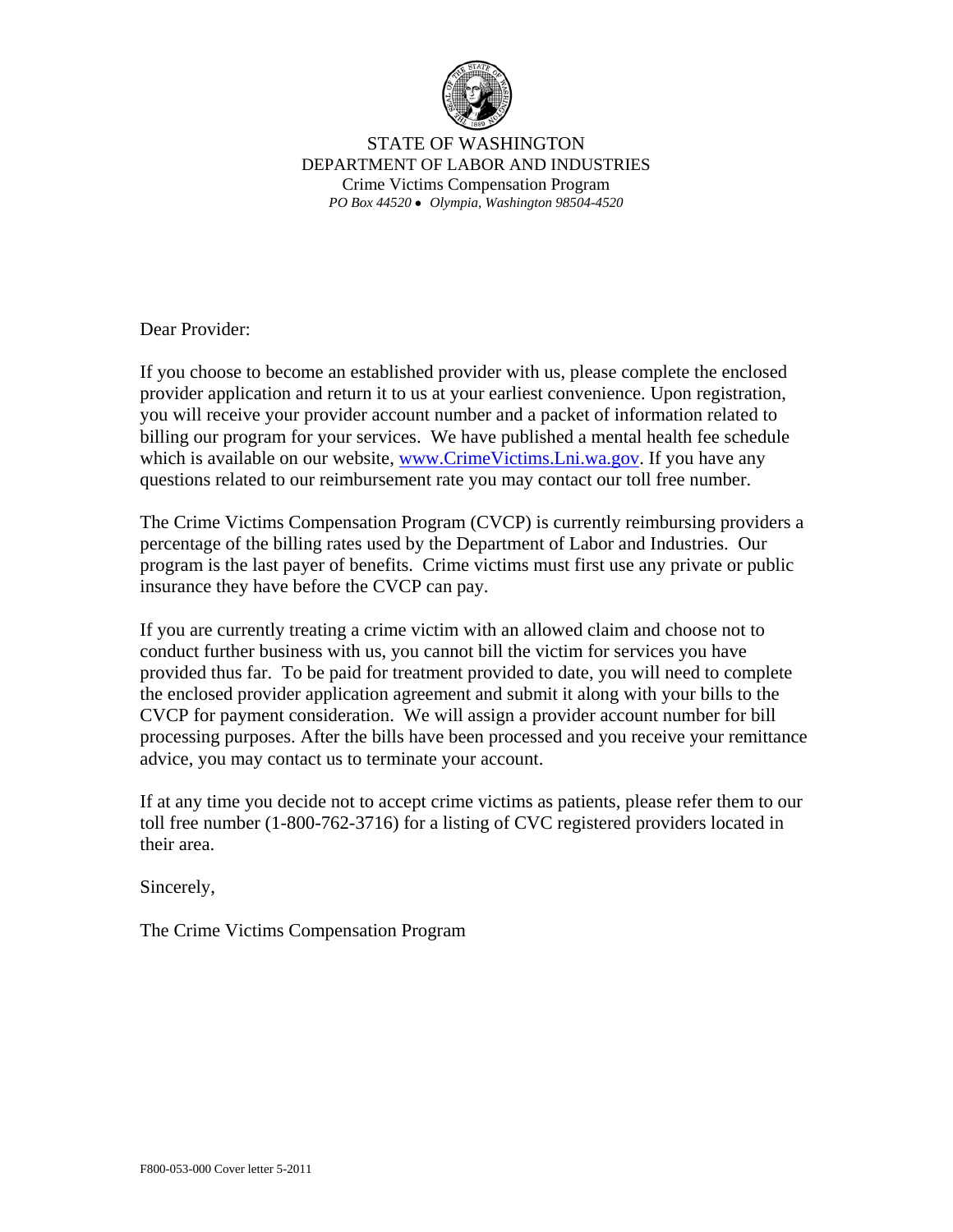STATE OF WASHINGTON
DEPARTMENT OF LABOR AND INDUSTRIES
Crime Victims Compensation Program
*PO Box 44520 • Olympia, Washington 98504-4520*

Dear Provider:

If you choose to become an established provider with us, please complete the enclosed provider application and return it to us at your earliest convenience. Upon registration, you will receive your provider account number and a packet of information related to billing our program for your services. We have published a mental health fee schedule which is available on our website, www.CrimeVictims.Lni.wa.gov. If you have any questions related to our reimbursement rate you may contact our toll free number.

The Crime Victims Compensation Program (CVCP) is currently reimbursing providers a percentage of the billing rates used by the Department of Labor and Industries. Our program is the last payer of benefits. Crime victims must first use any private or public insurance they have before the CVCP can pay.

If you are currently treating a crime victim with an allowed claim and choose not to conduct further business with us, you cannot bill the victim for services you have provided thus far. To be paid for treatment provided to date, you will need to complete the enclosed provider application agreement and submit it along with your bills to the CVCP for payment consideration. We will assign a provider account number for bill processing purposes. After the bills have been processed and you receive your remittance advice, you may contact us to terminate your account.

If at any time you decide not to accept crime victims as patients, please refer them to our toll free number (1-800-762-3716) for a listing of CVC registered providers located in their area.

Sincerely,

The Crime Victims Compensation Program

F800-053-000 Cover letter 5-2011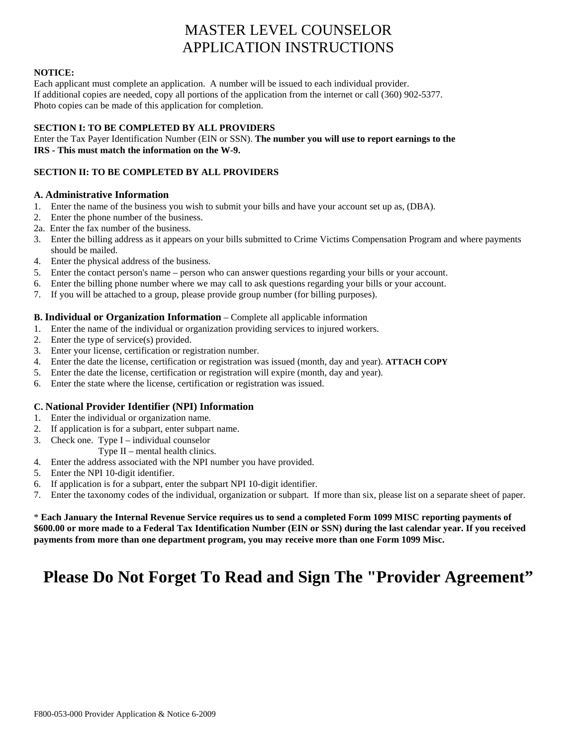# MASTER LEVEL COUNSELOR
# APPLICATION INSTRUCTIONS

**NOTICE:**
Each applicant must complete an application. A number will be issued to each individual provider.
If additional copies are needed, copy all portions of the application from the internet or call (360) 902-5377.
Photo copies can be made of this application for completion.

**SECTION I: TO BE COMPLETED BY ALL PROVIDERS**
Enter the Tax Payer Identification Number (EIN or SSN). **The number you will use to report earnings to the IRS - This must match the information on the W-9.**

**SECTION II: TO BE COMPLETED BY ALL PROVIDERS**

### A. Administrative Information

1. Enter the name of the business you wish to submit your bills and have your account set up as, (DBA).
2. Enter the phone number of the business.

2a. Enter the fax number of the business.

3. Enter the billing address as it appears on your bills submitted to Crime Victims Compensation Program and where payments should be mailed.
4. Enter the physical address of the business.
5. Enter the contact person's name – person who can answer questions regarding your bills or your account.
6. Enter the billing phone number where we may call to ask questions regarding your bills or your account.
7. If you will be attached to a group, please provide group number (for billing purposes).

### B. Individual or Organization Information – Complete all applicable information

1. Enter the name of the individual or organization providing services to injured workers.
2. Enter the type of service(s) provided.
3. Enter your license, certification or registration number.
4. Enter the date the license, certification or registration was issued (month, day and year). **ATTACH COPY**
5. Enter the date the license, certification or registration will expire (month, day and year).
6. Enter the state where the license, certification or registration was issued.

### C. National Provider Identifier (NPI) Information

1. Enter the individual or organization name.
2. If application is for a subpart, enter subpart name.
3. Check one. Type I – individual counselor
   Type II – mental health clinics.
4. Enter the address associated with the NPI number you have provided.
5. Enter the NPI 10-digit identifier.
6. If application is for a subpart, enter the subpart NPI 10-digit identifier.
7. Enter the taxonomy codes of the individual, organization or subpart. If more than six, please list on a separate sheet of paper.

* **Each January the Internal Revenue Service requires us to send a completed Form 1099 MISC reporting payments of $600.00 or more made to a Federal Tax Identification Number (EIN or SSN) during the last calendar year. If you received payments from more than one department program, you may receive more than one Form 1099 Misc.**

## Please Do Not Forget To Read and Sign The "Provider Agreement"

F800-053-000 Provider Application & Notice 6-2009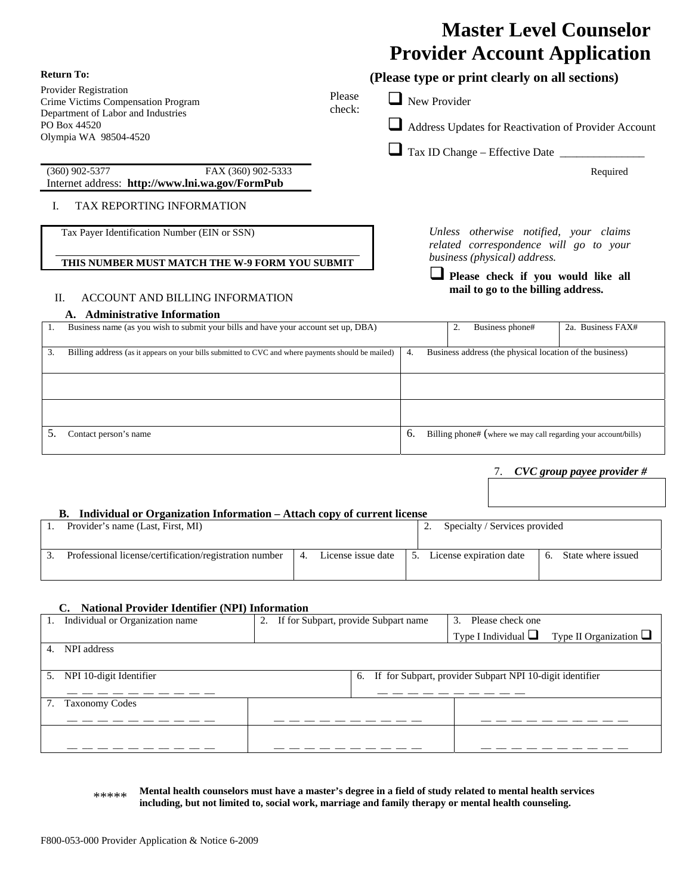# Master Level Counselor Provider Account Application

**Return To:**

Provider Registration
Crime Victims Compensation Program
Department of Labor and Industries
PO Box 44520
Olympia WA 98504-4520

(360) 902-5377 FAX (360) 902-5333
Internet address: **http://www.lni.wa.gov/FormPub**

**(Please type or print clearly on all sections)**

Please check:

- ❑ New Provider
- ❑ Address Updates for Reactivation of Provider Account
- ❑ Tax ID Change – Effective Date _______________ Required

## I. TAX REPORTING INFORMATION

| Tax Payer Identification Number (EIN or SSN) |
|---|
| **THIS NUMBER MUST MATCH THE W-9 FORM YOU SUBMIT** |

*Unless otherwise notified, your claims related correspondence will go to your business (physical) address.*

❑ **Please check if you would like all mail to go to the billing address.**

## II. ACCOUNT AND BILLING INFORMATION

### A. Administrative Information

| 1. Business name (as you wish to submit your bills and have your account set up, DBA) | 2. Business phone# | 2a. Business FAX# |
|---|---|---|
| | | |

| 3. Billing address (as it appears on your bills submitted to CVC and where payments should be mailed) | 4. Business address (the physical location of the business) |
|---|---|
| | |
| | |
| 5. Contact person's name | 6. Billing phone# (where we may call regarding your account/bills) |

7. ***CVC group payee provider #***

### B. Individual or Organization Information – Attach copy of current license

| 1. Provider's name (Last, First, MI) | | 2. Specialty / Services provided | |
|---|---|---|---|
| 3. Professional license/certification/registration number | 4. License issue date | 5. License expiration date | 6. State where issued |
| | | | |

### C. National Provider Identifier (NPI) Information

| 1. Individual or Organization name | 2. If for Subpart, provide Subpart name | 3. Please check one: Type I Individual ❑ Type II Organization ❑ |
|---|---|---|
| 4. NPI address | | |
| 5. NPI 10-digit Identifier _ _ _ _ _ _ _ _ _ _ | 6. If for Subpart, provider Subpart NPI 10-digit identifier _ _ _ _ _ _ _ _ _ _ | |
| 7. Taxonomy Codes _ _ _ _ _ _ _ _ _ _ | _ _ _ _ _ _ _ _ _ _ | _ _ _ _ _ _ _ _ _ _ |
| _ _ _ _ _ _ _ _ _ _ | _ _ _ _ _ _ _ _ _ _ | _ _ _ _ _ _ _ _ _ _ |

***** **Mental health counselors must have a master's degree in a field of study related to mental health services including, but not limited to, social work, marriage and family therapy or mental health counseling.**

F800-053-000 Provider Application & Notice 6-2009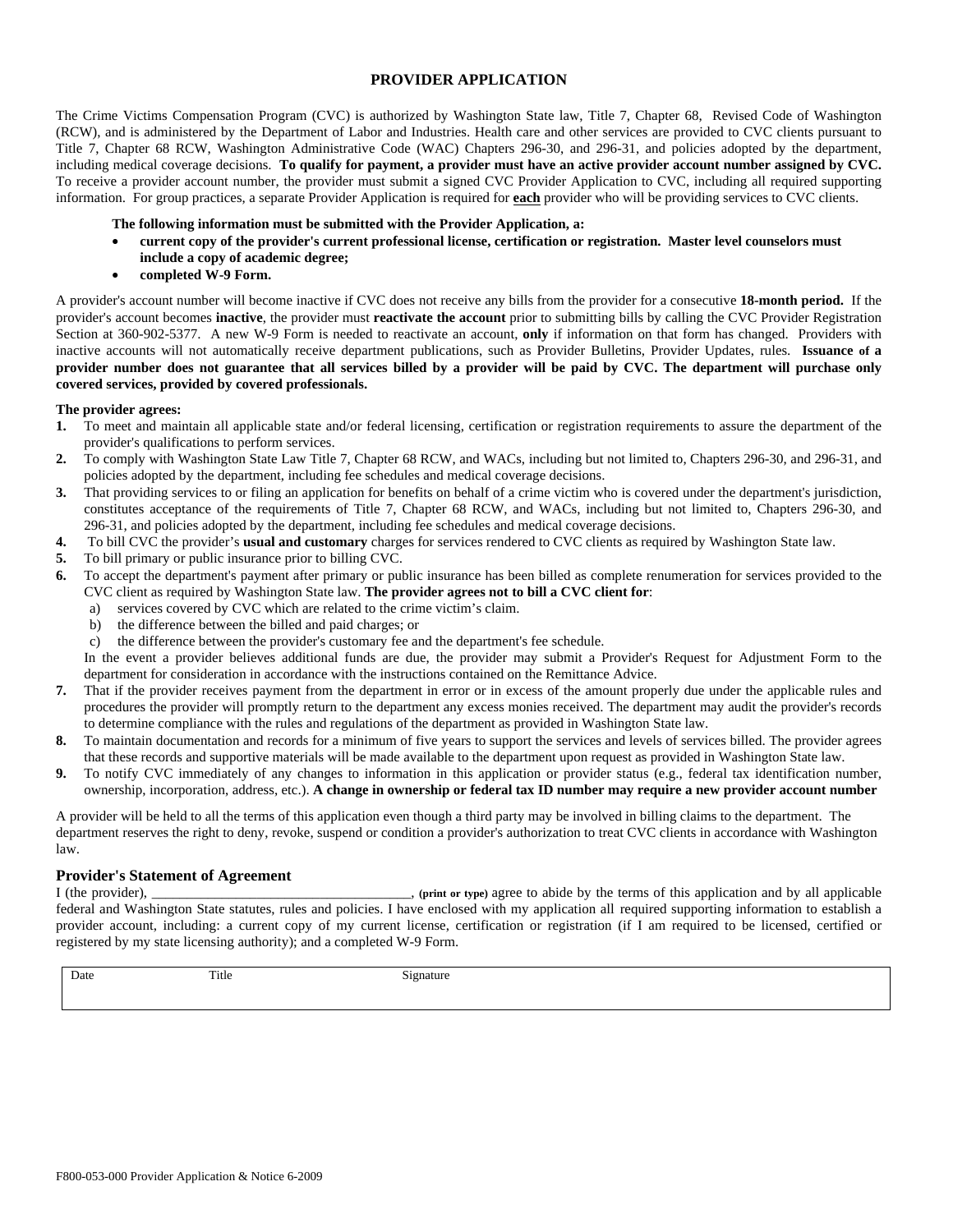# PROVIDER APPLICATION

The Crime Victims Compensation Program (CVC) is authorized by Washington State law, Title 7, Chapter 68, Revised Code of Washington (RCW), and is administered by the Department of Labor and Industries. Health care and other services are provided to CVC clients pursuant to Title 7, Chapter 68 RCW, Washington Administrative Code (WAC) Chapters 296-30, and 296-31, and policies adopted by the department, including medical coverage decisions. **To qualify for payment, a provider must have an active provider account number assigned by CVC.** To receive a provider account number, the provider must submit a signed CVC Provider Application to CVC, including all required supporting information. For group practices, a separate Provider Application is required for **each** provider who will be providing services to CVC clients.

**The following information must be submitted with the Provider Application, a:**

- **current copy of the provider's current professional license, certification or registration. Master level counselors must include a copy of academic degree;**
- **completed W-9 Form.**

A provider's account number will become inactive if CVC does not receive any bills from the provider for a consecutive **18-month period.** If the provider's account becomes **inactive**, the provider must **reactivate the account** prior to submitting bills by calling the CVC Provider Registration Section at 360-902-5377. A new W-9 Form is needed to reactivate an account, **only** if information on that form has changed. Providers with inactive accounts will not automatically receive department publications, such as Provider Bulletins, Provider Updates, rules. **Issuance of a provider number does not guarantee that all services billed by a provider will be paid by CVC. The department will purchase only covered services, provided by covered professionals.**

**The provider agrees:**

1. To meet and maintain all applicable state and/or federal licensing, certification or registration requirements to assure the department of the provider's qualifications to perform services.
2. To comply with Washington State Law Title 7, Chapter 68 RCW, and WACs, including but not limited to, Chapters 296-30, and 296-31, and policies adopted by the department, including fee schedules and medical coverage decisions.
3. That providing services to or filing an application for benefits on behalf of a crime victim who is covered under the department's jurisdiction, constitutes acceptance of the requirements of Title 7, Chapter 68 RCW, and WACs, including but not limited to, Chapters 296-30, and 296-31, and policies adopted by the department, including fee schedules and medical coverage decisions.
4. To bill CVC the provider's **usual and customary** charges for services rendered to CVC clients as required by Washington State law.
5. To bill primary or public insurance prior to billing CVC.
6. To accept the department's payment after primary or public insurance has been billed as complete renumeration for services provided to the CVC client as required by Washington State law. **The provider agrees not to bill a CVC client for**:
   a) services covered by CVC which are related to the crime victim's claim.
   b) the difference between the billed and paid charges; or
   c) the difference between the provider's customary fee and the department's fee schedule.

   In the event a provider believes additional funds are due, the provider may submit a Provider's Request for Adjustment Form to the department for consideration in accordance with the instructions contained on the Remittance Advice.
7. That if the provider receives payment from the department in error or in excess of the amount properly due under the applicable rules and procedures the provider will promptly return to the department any excess monies received. The department may audit the provider's records to determine compliance with the rules and regulations of the department as provided in Washington State law.
8. To maintain documentation and records for a minimum of five years to support the services and levels of services billed. The provider agrees that these records and supportive materials will be made available to the department upon request as provided in Washington State law.
9. To notify CVC immediately of any changes to information in this application or provider status (e.g., federal tax identification number, ownership, incorporation, address, etc.). **A change in ownership or federal tax ID number may require a new provider account number**

A provider will be held to all the terms of this application even though a third party may be involved in billing claims to the department. The department reserves the right to deny, revoke, suspend or condition a provider's authorization to treat CVC clients in accordance with Washington law.

## Provider's Statement of Agreement

I (the provider), ___________________________________, **(print or type)** agree to abide by the terms of this application and by all applicable federal and Washington State statutes, rules and policies. I have enclosed with my application all required supporting information to establish a provider account, including: a current copy of my current license, certification or registration (if I am required to be licensed, certified or registered by my state licensing authority); and a completed W-9 Form.

| Date | Title | Signature |
|---|---|---|
| | | |

F800-053-000 Provider Application & Notice 6-2009